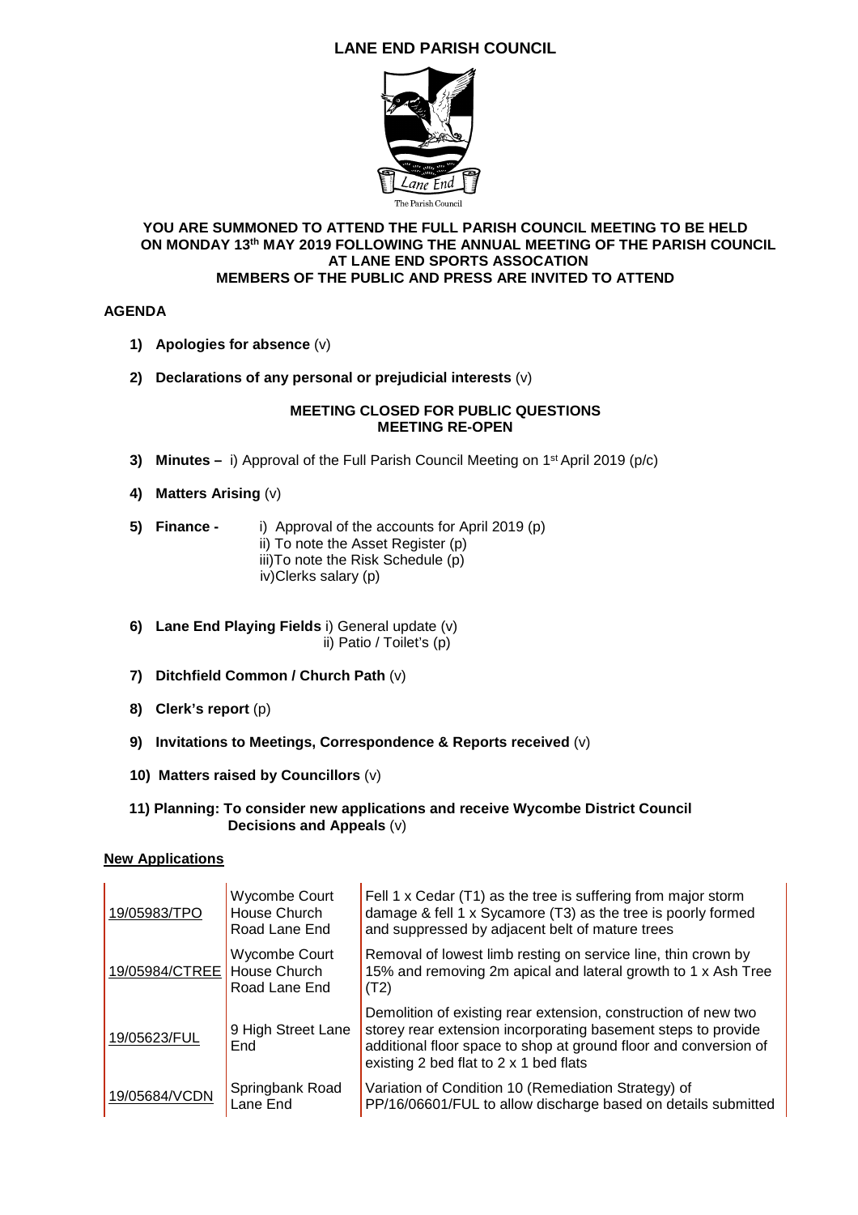# LANE END PARISH COUNCIL

The Parish Council

**YOU ARE SUMMONED TO ATTEND THE FULL PARISH COUNCIL MEETING TO BE HELD ON MONDAY 13th MAY 2019 FOLLOWING THE ANNUAL MEETING OF THE PARISH COUNCIL AT LANE END SPORTS ASSOCATION**
**MEMBERS OF THE PUBLIC AND PRESS ARE INVITED TO ATTEND**

## AGENDA

1) **Apologies for absence** (v)

2) **Declarations of any personal or prejudicial interests** (v)

**MEETING CLOSED FOR PUBLIC QUESTIONS**
**MEETING RE-OPEN**

3) **Minutes –** i) Approval of the Full Parish Council Meeting on 1st April 2019 (p/c)

4) **Matters Arising** (v)

5) **Finance -** i) Approval of the accounts for April 2019 (p)
   ii) To note the Asset Register (p)
   iii)To note the Risk Schedule (p)
   iv)Clerks salary (p)

6) **Lane End Playing Fields** i) General update (v)
   ii) Patio / Toilet's (p)

7) **Ditchfield Common / Church Path** (v)

8) **Clerk's report** (p)

9) **Invitations to Meetings, Correspondence & Reports received** (v)

10) **Matters raised by Councillors** (v)

11) **Planning: To consider new applications and receive Wycombe District Council Decisions and Appeals** (v)

**New Applications**

| | | |
|---|---|---|
| 19/05983/TPO | Wycombe Court House Church Road Lane End | Fell 1 x Cedar (T1) as the tree is suffering from major storm damage & fell 1 x Sycamore (T3) as the tree is poorly formed and suppressed by adjacent belt of mature trees |
| 19/05984/CTREE | Wycombe Court House Church Road Lane End | Removal of lowest limb resting on service line, thin crown by 15% and removing 2m apical and lateral growth to 1 x Ash Tree (T2) |
| 19/05623/FUL | 9 High Street Lane End | Demolition of existing rear extension, construction of new two storey rear extension incorporating basement steps to provide additional floor space to shop at ground floor and conversion of existing 2 bed flat to 2 x 1 bed flats |
| 19/05684/VCDN | Springbank Road Lane End | Variation of Condition 10 (Remediation Strategy) of PP/16/06601/FUL to allow discharge based on details submitted |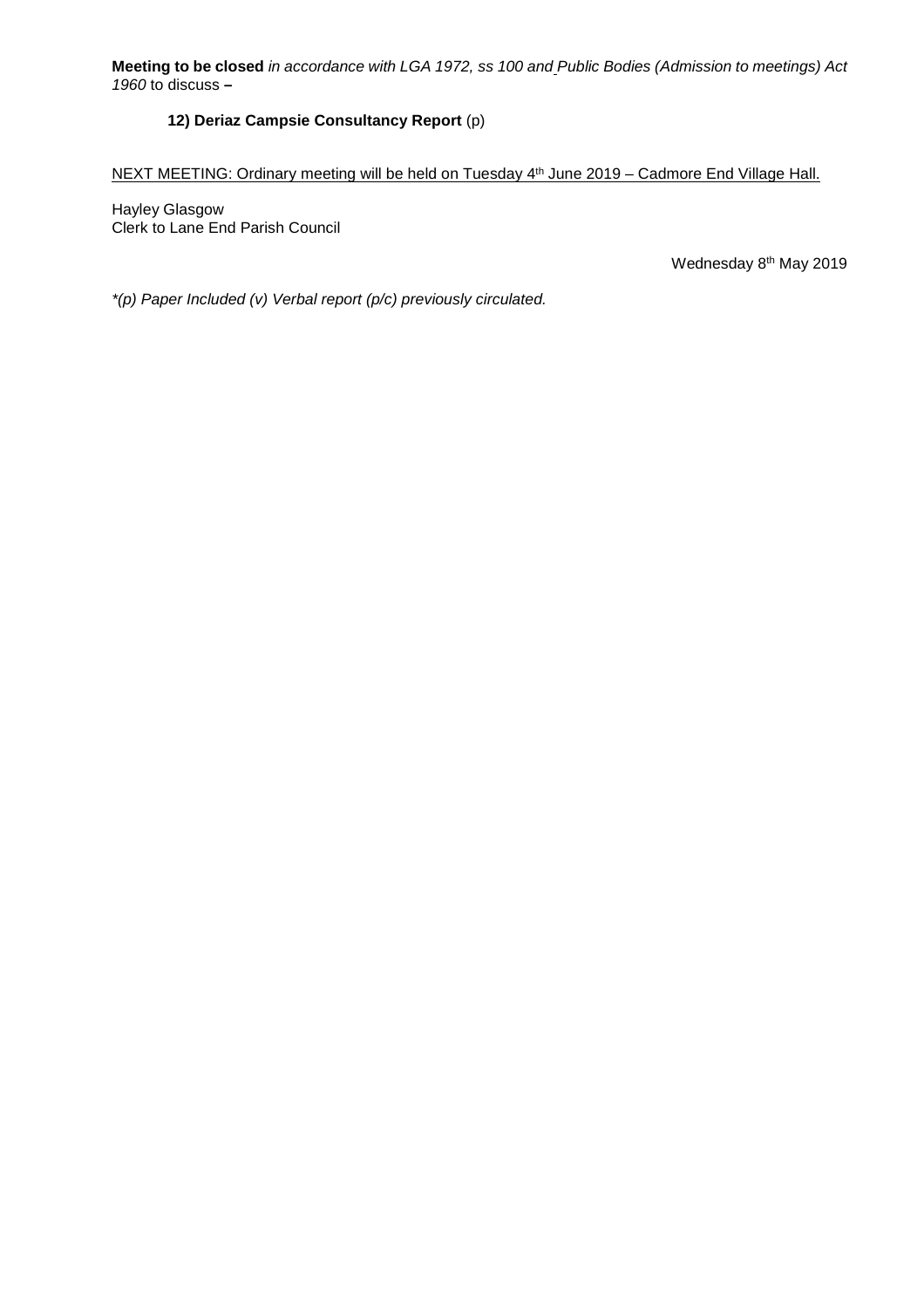**Meeting to be closed** *in accordance with LGA 1972, ss 100 and Public Bodies (Admission to meetings) Act 1960* to discuss **–**

**12) Deriaz Campsie Consultancy Report** (p)

<u>NEXT MEETING: Ordinary meeting will be held on Tuesday 4th June 2019 – Cadmore End Village Hall.</u>

Hayley Glasgow
Clerk to Lane End Parish Council

Wednesday 8th May 2019

*\*(p) Paper Included (v) Verbal report (p/c) previously circulated.*